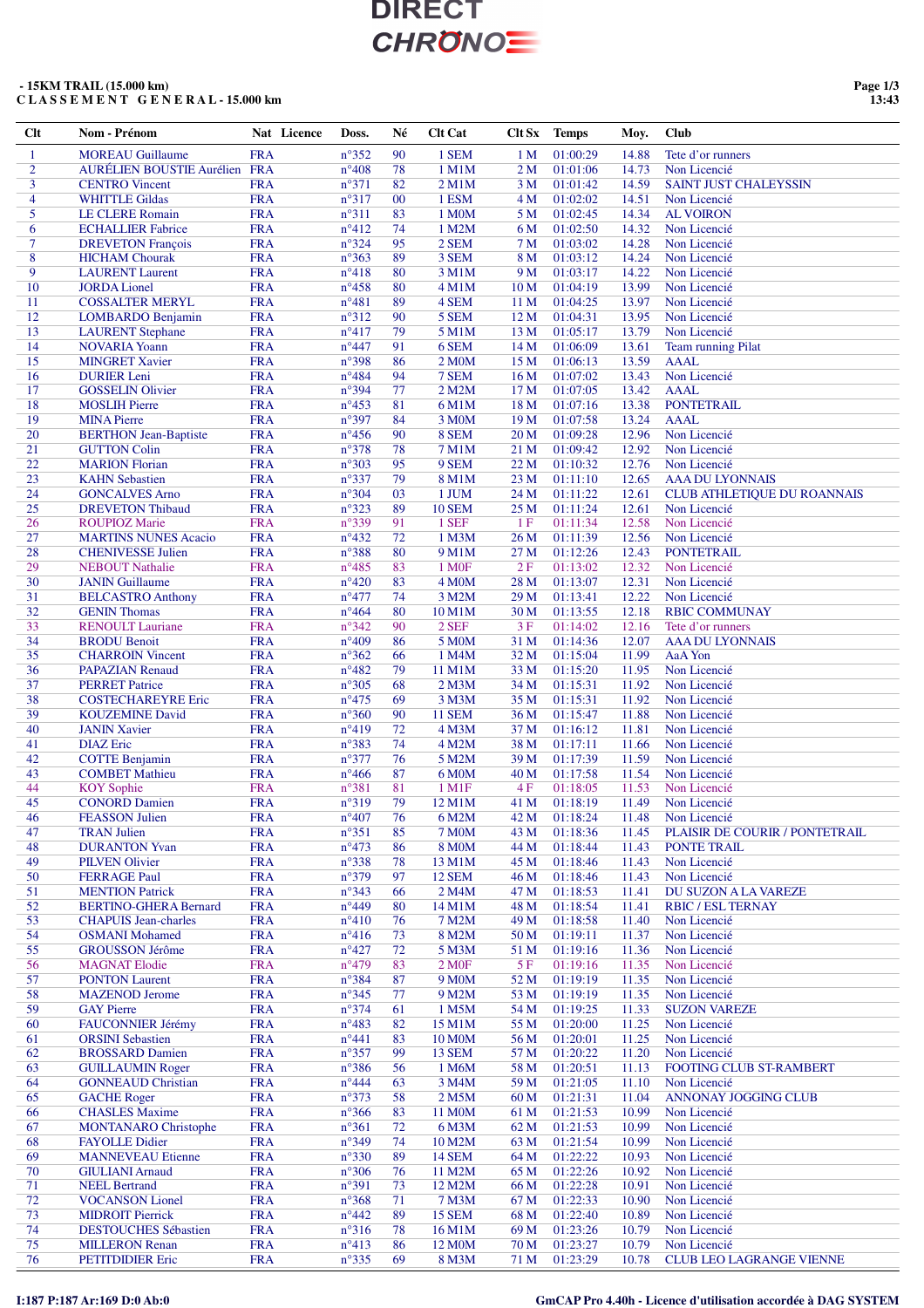DIRECT CHRONO

- 15KM TRAIL (15.000 km)
C L A S S E M E N T   G E N E R A L - 15.000 km

| Clt | Nom - Prénom | Nat | Licence | Doss. | Né | Clt Cat | Clt Sx | Temps | Moy. | Club |
|---|---|---|---|---|---|---|---|---|---|---|
| 1 | MOREAU Guillaume | FRA | | n°352 | 90 | 1 SEM | 1 M | 01:00:29 | 14.88 | Tete d'or runners |
| 2 | AURÉLIEN BOUSTIE Aurélien | FRA | | n°408 | 78 | 1 M1M | 2 M | 01:01:06 | 14.73 | Non Licencié |
| 3 | CENTRO Vincent | FRA | | n°371 | 82 | 2 M1M | 3 M | 01:01:42 | 14.59 | SAINT JUST CHALEYSSIN |
| 4 | WHITTLE Gildas | FRA | | n°317 | 00 | 1 ESM | 4 M | 01:02:02 | 14.51 | Non Licencié |
| 5 | LE CLERE Romain | FRA | | n°311 | 83 | 1 M0M | 5 M | 01:02:45 | 14.34 | AL VOIRON |
| 6 | ECHALLIER Fabrice | FRA | | n°412 | 74 | 1 M2M | 6 M | 01:02:50 | 14.32 | Non Licencié |
| 7 | DREVETON François | FRA | | n°324 | 95 | 2 SEM | 7 M | 01:03:02 | 14.28 | Non Licencié |
| 8 | HICHAM Chourak | FRA | | n°363 | 89 | 3 SEM | 8 M | 01:03:12 | 14.24 | Non Licencié |
| 9 | LAURENT Laurent | FRA | | n°418 | 80 | 3 M1M | 9 M | 01:03:17 | 14.22 | Non Licencié |
| 10 | JORDA Lionel | FRA | | n°458 | 80 | 4 M1M | 10 M | 01:04:19 | 13.99 | Non Licencié |
| 11 | COSSALTER MERYL | FRA | | n°481 | 89 | 4 SEM | 11 M | 01:04:25 | 13.97 | Non Licencié |
| 12 | LOMBARDO Benjamin | FRA | | n°312 | 90 | 5 SEM | 12 M | 01:04:31 | 13.95 | Non Licencié |
| 13 | LAURENT Stephane | FRA | | n°417 | 79 | 5 M1M | 13 M | 01:05:17 | 13.79 | Non Licencié |
| 14 | NOVARIA Yoann | FRA | | n°447 | 91 | 6 SEM | 14 M | 01:06:09 | 13.61 | Team running Pilat |
| 15 | MINGRET Xavier | FRA | | n°398 | 86 | 2 M0M | 15 M | 01:06:13 | 13.59 | AAAL |
| 16 | DURIER Leni | FRA | | n°484 | 94 | 7 SEM | 16 M | 01:07:02 | 13.43 | Non Licencié |
| 17 | GOSSELIN Olivier | FRA | | n°394 | 77 | 2 M2M | 17 M | 01:07:05 | 13.42 | AAAL |
| 18 | MOSLIH Pierre | FRA | | n°453 | 81 | 6 M1M | 18 M | 01:07:16 | 13.38 | PONTETRAIL |
| 19 | MINA Pierre | FRA | | n°397 | 84 | 3 M0M | 19 M | 01:07:58 | 13.24 | AAAL |
| 20 | BERTHON Jean-Baptiste | FRA | | n°456 | 90 | 8 SEM | 20 M | 01:09:28 | 12.96 | Non Licencié |
| 21 | GUTTON Colin | FRA | | n°378 | 78 | 7 M1M | 21 M | 01:09:42 | 12.92 | Non Licencié |
| 22 | MARION Florian | FRA | | n°303 | 95 | 9 SEM | 22 M | 01:10:32 | 12.76 | Non Licencié |
| 23 | KAHN Sebastien | FRA | | n°337 | 79 | 8 M1M | 23 M | 01:11:10 | 12.65 | AAA DU LYONNAIS |
| 24 | GONCALVES Arno | FRA | | n°304 | 03 | 1 JUM | 24 M | 01:11:22 | 12.61 | CLUB ATHLETIQUE DU ROANNAIS |
| 25 | DREVETON Thibaud | FRA | | n°323 | 89 | 10 SEM | 25 M | 01:11:24 | 12.61 | Non Licencié |
| 26 | ROUPIOZ Marie | FRA | | n°339 | 91 | 1 SEF | 1 F | 01:11:34 | 12.58 | Non Licencié |
| 27 | MARTINS NUNES Acacio | FRA | | n°432 | 72 | 1 M3M | 26 M | 01:11:39 | 12.56 | Non Licencié |
| 28 | CHENIVESSE Julien | FRA | | n°388 | 80 | 9 M1M | 27 M | 01:12:26 | 12.43 | PONTETRAIL |
| 29 | NEBOUT Nathalie | FRA | | n°485 | 83 | 1 M0F | 2 F | 01:13:02 | 12.32 | Non Licencié |
| 30 | JANIN Guillaume | FRA | | n°420 | 83 | 4 M0M | 28 M | 01:13:07 | 12.31 | Non Licencié |
| 31 | BELCASTRO Anthony | FRA | | n°477 | 74 | 3 M2M | 29 M | 01:13:41 | 12.22 | Non Licencié |
| 32 | GENIN Thomas | FRA | | n°464 | 80 | 10 M1M | 30 M | 01:13:55 | 12.18 | RBIC COMMUWAY |
| 33 | RENOULT Lauriane | FRA | | n°342 | 90 | 2 SEF | 3 F | 01:14:02 | 12.16 | Tete d'or runners |
| 34 | BRODU Benoit | FRA | | n°409 | 86 | 5 M0M | 31 M | 01:14:36 | 12.07 | AAA DU LYONNAIS |
| 35 | CHARROIN Vincent | FRA | | n°362 | 66 | 1 M4M | 32 M | 01:15:04 | 11.99 | AaA Yon |
| 36 | PAPAZIAN Renaud | FRA | | n°482 | 79 | 11 M1M | 33 M | 01:15:20 | 11.95 | Non Licencié |
| 37 | PERRET Patrice | FRA | | n°305 | 68 | 2 M3M | 34 M | 01:15:31 | 11.92 | Non Licencié |
| 38 | COSTECHAREYRE Eric | FRA | | n°475 | 69 | 3 M3M | 35 M | 01:15:31 | 11.92 | Non Licencié |
| 39 | KOUZEMINE David | FRA | | n°360 | 90 | 11 SEM | 36 M | 01:15:47 | 11.88 | Non Licencié |
| 40 | JANIN Xavier | FRA | | n°419 | 72 | 4 M3M | 37 M | 01:16:12 | 11.81 | Non Licencié |
| 41 | DIAZ Eric | FRA | | n°383 | 74 | 4 M2M | 38 M | 01:17:11 | 11.66 | Non Licencié |
| 42 | COTTE Benjamin | FRA | | n°377 | 76 | 5 M2M | 39 M | 01:17:39 | 11.59 | Non Licencié |
| 43 | COMBET Mathieu | FRA | | n°466 | 87 | 6 M0M | 40 M | 01:17:58 | 11.54 | Non Licencié |
| 44 | KOY Sophie | FRA | | n°381 | 81 | 1 M1F | 4 F | 01:18:05 | 11.53 | Non Licencié |
| 45 | CONORD Damien | FRA | | n°319 | 79 | 12 M1M | 41 M | 01:18:19 | 11.49 | Non Licencié |
| 46 | FEASSON Julien | FRA | | n°407 | 76 | 6 M2M | 42 M | 01:18:24 | 11.48 | Non Licencié |
| 47 | TRAN Julien | FRA | | n°351 | 85 | 7 M0M | 43 M | 01:18:36 | 11.45 | PLAISIR DE COURIR / PONTETRAIL |
| 48 | DURANTON Yvan | FRA | | n°473 | 86 | 8 M0M | 44 M | 01:18:44 | 11.43 | PONTE TRAIL |
| 49 | PILVEN Olivier | FRA | | n°338 | 78 | 13 M1M | 45 M | 01:18:46 | 11.43 | Non Licencié |
| 50 | FERRAGE Paul | FRA | | n°379 | 97 | 12 SEM | 46 M | 01:18:46 | 11.43 | Non Licencié |
| 51 | MENTION Patrick | FRA | | n°343 | 66 | 2 M4M | 47 M | 01:18:53 | 11.41 | DU SUZON A LA VAREZE |
| 52 | BERTINO-GHERA Bernard | FRA | | n°449 | 80 | 14 M1M | 48 M | 01:18:54 | 11.41 | RBIC / ESL TERNAY |
| 53 | CHAPUIS Jean-charles | FRA | | n°410 | 76 | 7 M2M | 49 M | 01:18:58 | 11.40 | Non Licencié |
| 54 | OSMANI Mohamed | FRA | | n°416 | 73 | 8 M2M | 50 M | 01:19:11 | 11.37 | Non Licencié |
| 55 | GROUSSON Jérôme | FRA | | n°427 | 72 | 5 M3M | 51 M | 01:19:16 | 11.36 | Non Licencié |
| 56 | MAGNAT Elodie | FRA | | n°479 | 83 | 2 M0F | 5 F | 01:19:16 | 11.35 | Non Licencié |
| 57 | PONTON Laurent | FRA | | n°384 | 87 | 9 M0M | 52 M | 01:19:19 | 11.35 | Non Licencié |
| 58 | MAZENOD Jerome | FRA | | n°345 | 77 | 9 M2M | 53 M | 01:19:19 | 11.35 | Non Licencié |
| 59 | GAY Pierre | FRA | | n°374 | 61 | 1 M5M | 54 M | 01:19:25 | 11.33 | SUZON VAREZE |
| 60 | FAUCONNIER Jérémy | FRA | | n°483 | 82 | 15 M1M | 55 M | 01:20:00 | 11.25 | Non Licencié |
| 61 | ORSINI Sebastien | FRA | | n°441 | 83 | 10 M0M | 56 M | 01:20:01 | 11.25 | Non Licencié |
| 62 | BROSSARD Damien | FRA | | n°357 | 99 | 13 SEM | 57 M | 01:20:22 | 11.20 | Non Licencié |
| 63 | GUILLAUMIN Roger | FRA | | n°386 | 56 | 1 M6M | 58 M | 01:20:51 | 11.13 | FOOTING CLUB ST-RAMBERT |
| 64 | GOMBAUD Christian | FRA | | n°444 | 63 | 3 M4M | 59 M | 01:21:05 | 11.10 | Non Licencié |
| 65 | GACHE Roger | FRA | | n°373 | 58 | 2 M5M | 60 M | 01:21:31 | 11.04 | ANNONAY JOGGING CLUB |
| 66 | CHASLES Maxime | FRA | | n°366 | 83 | 11 M0M | 61 M | 01:21:53 | 10.99 | Non Licencié |
| 67 | MONTANARO Christophe | FRA | | n°361 | 72 | 6 M3M | 62 M | 01:21:53 | 10.99 | Non Licencié |
| 68 | FAYOLLE Didier | FRA | | n°349 | 74 | 10 M2M | 63 M | 01:21:54 | 10.99 | Non Licencié |
| 69 | MANNEVEAU Etienne | FRA | | n°330 | 89 | 14 SEM | 64 M | 01:22:22 | 10.93 | Non Licencié |
| 70 | GIULIANI Arnaud | FRA | | n°306 | 76 | 11 M2M | 65 M | 01:22:26 | 10.92 | Non Licencié |
| 71 | NEEL Bertrand | FRA | | n°391 | 73 | 12 M2M | 66 M | 01:22:28 | 10.91 | Non Licencié |
| 72 | VOCANSON Lionel | FRA | | n°368 | 71 | 7 M3M | 67 M | 01:22:33 | 10.90 | Non Licencié |
| 73 | MIDROIT Pierrick | FRA | | n°442 | 89 | 15 SEM | 68 M | 01:22:40 | 10.89 | Non Licencié |
| 74 | DESTOUCHES Sébastien | FRA | | n°316 | 78 | 16 M1M | 69 M | 01:23:26 | 10.79 | Non Licencié |
| 75 | MILLERON Renan | FRA | | n°413 | 86 | 12 M0M | 70 M | 01:23:27 | 10.79 | Non Licencié |
| 76 | PETITDIDIER Eric | FRA | | n°335 | 69 | 8 M3M | 71 M | 01:23:29 | 10.78 | CLUB LEO LAGRANGE VIENNE |

I:187 P:187 Ar:169 D:0 Ab:0

GmCAP Pro 4.40h - Licence d'utilisation accordée à DAG SYSTEM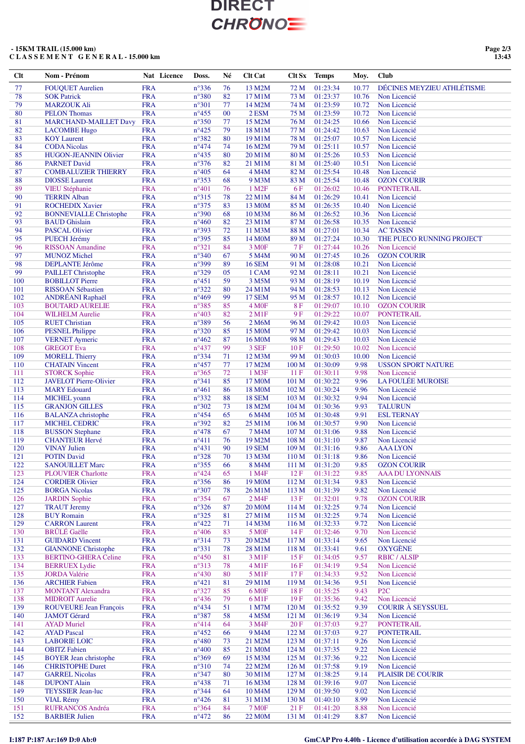- 15KM TRAIL (15.000 km)

CLASSEMENT GENERAL - 15.000 km

| Clt | Nom - Prénom | Nat | Licence | Doss. | Né | Clt Cat | Clt Sx | Temps | Moy. | Club |
|---|---|---|---|---|---|---|---|---|---|---|
| 77 | FOUQUET Aurelien | FRA | | n°336 | 76 | 13 M2M | 72 M | 01:23:34 | 10.77 | DÉCINES MEYZIEU ATHLÉTISME |
| 78 | SOK Patrick | FRA | | n°380 | 82 | 17 M1M | 73 M | 01:23:37 | 10.76 | Non Licencié |
| 79 | MARZOUK Ali | FRA | | n°301 | 77 | 14 M2M | 74 M | 01:23:59 | 10.72 | Non Licencié |
| 80 | PELON Thomas | FRA | | n°455 | 00 | 2 ESM | 75 M | 01:23:59 | 10.72 | Non Licencié |
| 81 | MARCHAND-MAILLET Davy | FRA | | n°350 | 77 | 15 M2M | 76 M | 01:24:25 | 10.66 | Non Licencié |
| 82 | LACOMBE Hugo | FRA | | n°425 | 82 | 18 M1M | 77 M | 01:24:42 | 10.63 | Non Licencié |
| 83 | KOY Laurent | FRA | | n°382 | 80 | 19 M1M | 78 M | 01:25:07 | 10.57 | Non Licencié |
| 84 | CODA Nicolas | FRA | | n°474 | 74 | 16 M2M | 79 M | 01:25:11 | 10.57 | Non Licencié |
| 85 | HUGON-JEANNIN Olivier | FRA | | n°435 | 80 | 20 M1M | 80 M | 01:25:26 | 10.53 | Non Licencié |
| 86 | PARNET David | FRA | | n°376 | 82 | 21 M1M | 81 M | 01:25:40 | 10.51 | Non Licencié |
| 87 | COMBALUZIER THIERRY | FRA | | n°405 | 64 | 4 M4M | 82 M | 01:25:54 | 10.48 | Non Licencié |
| 88 | DIOSSE Laurent | FRA | | n°353 | 68 | 9 M3M | 83 M | 01:25:54 | 10.48 | OZON COURIR |
| 89 | VIEU Stéphanie | FRA | | n°401 | 76 | 1 M2F | 6 F | 01:26:02 | 10.46 | PONTETRAIL |
| 90 | TERRIN Alban | FRA | | n°315 | 78 | 22 M1M | 84 M | 01:26:29 | 10.41 | Non Licencié |
| 91 | ROCHEDIX Xavier | FRA | | n°375 | 83 | 13 M0M | 85 M | 01:26:35 | 10.40 | Non Licencié |
| 92 | BONNEVIALLE Christophe | FRA | | n°390 | 68 | 10 M3M | 86 M | 01:26:52 | 10.36 | Non Licencié |
| 93 | BAUD Ghislain | FRA | | n°460 | 82 | 23 M1M | 87 M | 01:26:58 | 10.35 | Non Licencié |
| 94 | PASCAL Olivier | FRA | | n°393 | 72 | 11 M3M | 88 M | 01:27:01 | 10.34 | AC TASSIN |
| 95 | PUECH Jérémy | FRA | | n°395 | 85 | 14 M0M | 89 M | 01:27:24 | 10.30 | THE PUECO RUNNING PROJECT |
| 96 | RISSOAN Amandine | FRA | | n°321 | 84 | 3 M0F | 7 F | 01:27:44 | 10.26 | Non Licencié |
| 97 | MUNOZ Michel | FRA | | n°340 | 67 | 5 M4M | 90 M | 01:27:45 | 10.26 | OZON COURIR |
| 98 | DEPLANTE Jérôme | FRA | | n°399 | 89 | 16 SEM | 91 M | 01:28:08 | 10.21 | Non Licencié |
| 99 | PAILLET Christophe | FRA | | n°329 | 05 | 1 CAM | 92 M | 01:28:11 | 10.21 | Non Licencié |
| 100 | BOBILLOT Pierre | FRA | | n°451 | 59 | 3 M5M | 93 M | 01:28:19 | 10.19 | Non Licencié |
| 101 | RISSOAN Sébastien | FRA | | n°322 | 80 | 24 M1M | 94 M | 01:28:53 | 10.13 | Non Licencié |
| 102 | ANDRÉANI Raphaël | FRA | | n°469 | 99 | 17 SEM | 95 M | 01:28:57 | 10.12 | Non Licencié |
| 103 | BOUTARD AURELIE | FRA | | n°385 | 85 | 4 M0F | 8 F | 01:29:07 | 10.10 | OZON COURIR |
| 104 | WILHELM Aurelie | FRA | | n°403 | 82 | 2 M1F | 9 F | 01:29:22 | 10.07 | PONTETRAIL |
| 105 | RUET Christian | FRA | | n°389 | 56 | 2 M6M | 96 M | 01:29:42 | 10.03 | Non Licencié |
| 106 | PESNEL Philippe | FRA | | n°320 | 85 | 15 M0M | 97 M | 01:29:42 | 10.03 | Non Licencié |
| 107 | VERNET Aymeric | FRA | | n°462 | 87 | 16 M0M | 98 M | 01:29:43 | 10.03 | Non Licencié |
| 108 | GREGOT Eva | FRA | | n°437 | 99 | 3 SEF | 10 F | 01:29:50 | 10.02 | Non Licencié |
| 109 | MORELL Thierry | FRA | | n°334 | 71 | 12 M3M | 99 M | 01:30:03 | 10.00 | Non Licencié |
| 110 | CHATAIN Vincent | FRA | | n°457 | 77 | 17 M2M | 100 M | 01:30:09 | 9.98 | USSON SPORT NATURE |
| 111 | STORCK Sophie | FRA | | n°365 | 72 | 1 M3F | 11 F | 01:30:11 | 9.98 | Non Licencié |
| 112 | JAVELOT Pierre-Olivier | FRA | | n°341 | 85 | 17 M0M | 101 M | 01:30:22 | 9.96 | LA FOULÉE MUROISE |
| 113 | MARY Edouard | FRA | | n°461 | 86 | 18 M0M | 102 M | 01:30:24 | 9.96 | Non Licencié |
| 114 | MICHEL yoann | FRA | | n°332 | 88 | 18 SEM | 103 M | 01:30:32 | 9.94 | Non Licencié |
| 115 | GRANJON GILLES | FRA | | n°302 | 73 | 18 M2M | 104 M | 01:30:36 | 9.93 | TALURUN |
| 116 | BALANZA christophe | FRA | | n°454 | 65 | 6 M4M | 105 M | 01:30:48 | 9.91 | ESL TERNAY |
| 117 | MICHEL CEDRIC | FRA | | n°392 | 82 | 25 M1M | 106 M | 01:30:57 | 9.90 | Non Licencié |
| 118 | BUSSON Stephane | FRA | | n°478 | 67 | 7 M4M | 107 M | 01:31:06 | 9.88 | Non Licencié |
| 119 | CHANTEUR Hervé | FRA | | n°411 | 76 | 19 M2M | 108 M | 01:31:10 | 9.87 | Non Licencié |
| 120 | VINAY Julien | FRA | | n°431 | 90 | 19 SEM | 109 M | 01:31:16 | 9.86 | AAA LYON |
| 121 | POTIN David | FRA | | n°328 | 70 | 13 M3M | 110 M | 01:31:18 | 9.86 | Non Licencié |
| 122 | SANOUILLET Marc | FRA | | n°355 | 66 | 8 M4M | 111 M | 01:31:20 | 9.85 | OZON COURIR |
| 123 | PLOUVIER Charlotte | FRA | | n°424 | 65 | 1 M4F | 12 F | 01:31:22 | 9.85 | AAA DU LYONNAIS |
| 124 | CORDIER Olivier | FRA | | n°356 | 86 | 19 M0M | 112 M | 01:31:34 | 9.83 | Non Licencié |
| 125 | BORGA Nicolas | FRA | | n°307 | 78 | 26 M1M | 113 M | 01:31:39 | 9.82 | Non Licencié |
| 126 | JARDIN Sophie | FRA | | n°354 | 67 | 2 M4F | 13 F | 01:32:01 | 9.78 | OZON COURIR |
| 127 | TRAUT Jeremy | FRA | | n°326 | 87 | 20 M0M | 114 M | 01:32:25 | 9.74 | Non Licencié |
| 128 | BUY Romain | FRA | | n°325 | 81 | 27 M1M | 115 M | 01:32:25 | 9.74 | Non Licencié |
| 129 | CARRON Laurent | FRA | | n°422 | 71 | 14 M3M | 116 M | 01:32:33 | 9.72 | Non Licencié |
| 130 | BRÛLÉ Gaëlle | FRA | | n°406 | 83 | 5 M0F | 14 F | 01:32:46 | 9.70 | Non Licencié |
| 131 | GUIDARD Vincent | FRA | | n°314 | 73 | 20 M2M | 117 M | 01:33:14 | 9.65 | Non Licencié |
| 132 | GIANNONE Christophe | FRA | | n°331 | 78 | 28 M1M | 118 M | 01:33:41 | 9.61 | OXYGÈNE |
| 133 | BERTINO-GHERA Celine | FRA | | n°450 | 81 | 3 M1F | 15 F | 01:34:05 | 9.57 | RBIC / ALSIP |
| 134 | BERRUEX Lydie | FRA | | n°313 | 78 | 4 M1F | 16 F | 01:34:19 | 9.54 | Non Licencié |
| 135 | JORDA Valérie | FRA | | n°430 | 80 | 5 M1F | 17 F | 01:34:33 | 9.52 | Non Licencié |
| 136 | ARCHIER Fabien | FRA | | n°421 | 81 | 29 M1M | 119 M | 01:34:36 | 9.51 | Non Licencié |
| 137 | MONTANT Alexandra | FRA | | n°327 | 85 | 6 M0F | 18 F | 01:35:25 | 9.43 | P2C |
| 138 | MIDROIT Aurelie | FRA | | n°436 | 79 | 6 M1F | 19 F | 01:35:36 | 9.42 | Non Licencié |
| 139 | ROUVEURE Jean François | FRA | | n°434 | 51 | 1 M7M | 120 M | 01:35:52 | 9.39 | COURIR À SEYSSUEL |
| 140 | JAMOT Gérard | FRA | | n°387 | 58 | 4 M5M | 121 M | 01:36:19 | 9.34 | Non Licencié |
| 141 | AYAD Muriel | FRA | | n°414 | 64 | 3 M4F | 20 F | 01:37:03 | 9.27 | PONTETRAIL |
| 142 | AYAD Pascal | FRA | | n°452 | 66 | 9 M4M | 122 M | 01:37:03 | 9.27 | PONTETRAIL |
| 143 | LABORIE LOIC | FRA | | n°480 | 73 | 21 M2M | 123 M | 01:37:11 | 9.26 | Non Licencié |
| 144 | OBITZ Fabien | FRA | | n°400 | 85 | 21 M0M | 124 M | 01:37:35 | 9.22 | Non Licencié |
| 145 | BOYER Jean christophe | FRA | | n°369 | 69 | 15 M3M | 125 M | 01:37:36 | 9.22 | Non Licencié |
| 146 | CHRISTOPHE Duret | FRA | | n°310 | 74 | 22 M2M | 126 M | 01:37:58 | 9.19 | Non Licencié |
| 147 | GARREL Nicolas | FRA | | n°347 | 80 | 30 M1M | 127 M | 01:38:25 | 9.14 | PLAISIR DE COURIR |
| 148 | DUPONT Alain | FRA | | n°438 | 71 | 16 M3M | 128 M | 01:39:16 | 9.07 | Non Licencié |
| 149 | TEYSSIER Jean-luc | FRA | | n°344 | 64 | 10 M4M | 129 M | 01:39:50 | 9.02 | Non Licencié |
| 150 | VIAL Rémy | FRA | | n°426 | 81 | 31 M1M | 130 M | 01:40:10 | 8.99 | Non Licencié |
| 151 | RUFRANCOS Andréa | FRA | | n°364 | 84 | 7 M0F | 21 F | 01:41:20 | 8.88 | Non Licencié |
| 152 | BARBIER Julien | FRA | | n°472 | 86 | 22 M0M | 131 M | 01:41:29 | 8.87 | Non Licencié |

I:187 P:187 Ar:169 D:0 Ab:0

GmCAP Pro 4.40h - Licence d'utilisation accordée à DAG SYSTEM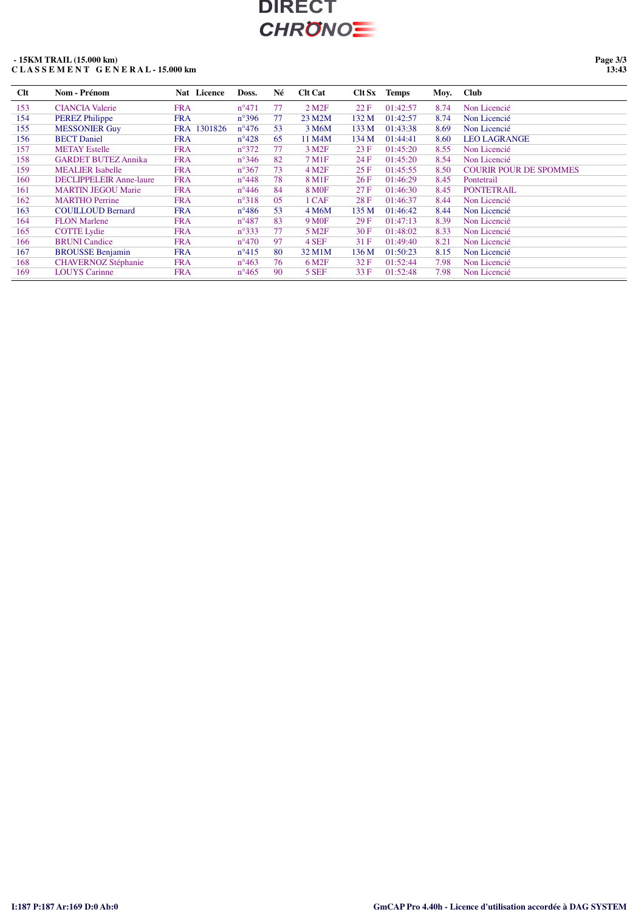**- 15KM TRAIL (15.000 km)**
**C L A S S E M E N T G E N E R A L - 15.000 km**

| Clt | Nom - Prénom | Nat | Licence | Doss. | Né | Clt Cat | Clt Sx | Temps | Moy. | Club |
|---|---|---|---|---|---|---|---|---|---|---|
| 153 | CIANCIA Valerie | FRA | | n°471 | 77 | 2 M2F | 22 F | 01:42:57 | 8.74 | Non Licencié |
| 154 | PEREZ Philippe | FRA | | n°396 | 77 | 23 M2M | 132 M | 01:42:57 | 8.74 | Non Licencié |
| 155 | MESSONIER Guy | FRA | 1301826 | n°476 | 53 | 3 M6M | 133 M | 01:43:38 | 8.69 | Non Licencié |
| 156 | BECT Daniel | FRA | | n°428 | 65 | 11 M4M | 134 M | 01:44:41 | 8.60 | LEO LAGRANGE |
| 157 | METAY Estelle | FRA | | n°372 | 77 | 3 M2F | 23 F | 01:45:20 | 8.55 | Non Licencié |
| 158 | GARDET BUTEZ Annika | FRA | | n°346 | 82 | 7 M1F | 24 F | 01:45:20 | 8.54 | Non Licencié |
| 159 | MEALIER Isabelle | FRA | | n°367 | 73 | 4 M2F | 25 F | 01:45:55 | 8.50 | COURIR POUR DE SPOMMES |
| 160 | DECLIPPELEIR Anne-laure | FRA | | n°448 | 78 | 8 M1F | 26 F | 01:46:29 | 8.45 | Pontetrail |
| 161 | MARTIN JEGOU Marie | FRA | | n°446 | 84 | 8 M0F | 27 F | 01:46:30 | 8.45 | PONTETRAIL |
| 162 | MARTHO Perrine | FRA | | n°318 | 05 | 1 CAF | 28 F | 01:46:37 | 8.44 | Non Licencié |
| 163 | COUILLOUD Bernard | FRA | | n°486 | 53 | 4 M6M | 135 M | 01:46:42 | 8.44 | Non Licencié |
| 164 | FLON Marlene | FRA | | n°487 | 83 | 9 M0F | 29 F | 01:47:13 | 8.39 | Non Licencié |
| 165 | COTTE Lydie | FRA | | n°333 | 77 | 5 M2F | 30 F | 01:48:02 | 8.33 | Non Licencié |
| 166 | BRUNI Candice | FRA | | n°470 | 97 | 4 SEF | 31 F | 01:49:40 | 8.21 | Non Licencié |
| 167 | BROUSSE Benjamin | FRA | | n°415 | 80 | 32 M1M | 136 M | 01:50:23 | 8.15 | Non Licencié |
| 168 | CHAVERNOZ Stéphanie | FRA | | n°463 | 76 | 6 M2F | 32 F | 01:52:44 | 7.98 | Non Licencié |
| 169 | LOUYS Carinne | FRA | | n°465 | 90 | 5 SEF | 33 F | 01:52:48 | 7.98 | Non Licencié |

I:187 P:187 Ar:169 D:0 Ab:0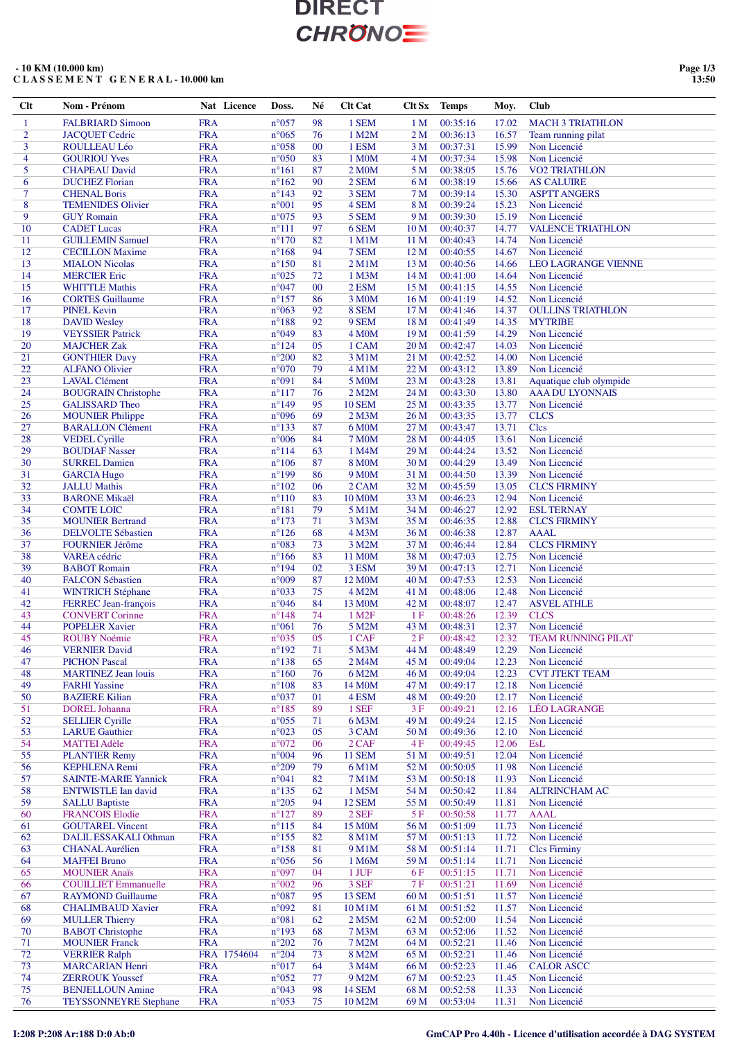DIRECT CHRONO

- 10 KM (10.000 km)

**C L A S S E M E N T G E N E R A L - 10.000 km**

| Clt | Nom - Prénom | Nat | Licence | Doss. | Né | Clt Cat | Clt Sx | Temps | Moy. | Club |
|---|---|---|---|---|---|---|---|---|---|---|
| 1 | FALBRIARD Simoon | FRA | | n°057 | 98 | 1 SEM | 1 M | 00:35:16 | 17.02 | MACH 3 TRIATHLON |
| 2 | JACQUET Cedric | FRA | | n°065 | 76 | 1 M2M | 2 M | 00:36:13 | 16.57 | Team running pilat |
| 3 | ROULLEAU Léo | FRA | | n°058 | 00 | 1 ESM | 3 M | 00:37:31 | 15.99 | Non Licencié |
| 4 | GOURIOU Yves | FRA | | n°050 | 83 | 1 M0M | 4 M | 00:37:34 | 15.98 | Non Licencié |
| 5 | CHAPEAU David | FRA | | n°161 | 87 | 2 M0M | 5 M | 00:38:05 | 15.76 | VO2 TRIATHLON |
| 6 | DUCHEZ Florian | FRA | | n°162 | 90 | 2 SEM | 6 M | 00:38:19 | 15.66 | AS CALUIRE |
| 7 | CHENAL Boris | FRA | | n°143 | 92 | 3 SEM | 7 M | 00:39:14 | 15.30 | ASPTT ANGERS |
| 8 | TEMENIDES Olivier | FRA | | n°001 | 95 | 4 SEM | 8 M | 00:39:24 | 15.23 | Non Licencié |
| 9 | GUY Romain | FRA | | n°075 | 93 | 5 SEM | 9 M | 00:39:30 | 15.19 | Non Licencié |
| 10 | CADET Lucas | FRA | | n°111 | 97 | 6 SEM | 10 M | 00:40:37 | 14.77 | VALENCE TRIATHLON |
| 11 | GUILLEMIN Samuel | FRA | | n°170 | 82 | 1 M1M | 11 M | 00:40:43 | 14.74 | Non Licencié |
| 12 | CECILLON Maxime | FRA | | n°168 | 94 | 7 SEM | 12 M | 00:40:55 | 14.67 | Non Licencié |
| 13 | MIALON Nicolas | FRA | | n°150 | 81 | 2 M1M | 13 M | 00:40:56 | 14.66 | LEO LAGRANGE VIENNE |
| 14 | MERCIER Eric | FRA | | n°025 | 72 | 1 M3M | 14 M | 00:41:00 | 14.64 | Non Licencié |
| 15 | WHITTLE Mathis | FRA | | n°047 | 00 | 2 ESM | 15 M | 00:41:15 | 14.55 | Non Licencié |
| 16 | COMTE Guillaume | FRA | | n°157 | 86 | 3 M0M | 16 M | 00:41:19 | 14.52 | Non Licencié |
| 17 | PINEL Kevin | FRA | | n°063 | 92 | 8 SEM | 17 M | 00:41:46 | 14.37 | OULLINS TRIATHLON |
| 18 | DAVID Wesley | FRA | | n°188 | 92 | 9 SEM | 18 M | 00:41:49 | 14.35 | MYTRIBE |
| 19 | VEYSSIER Patrick | FRA | | n°049 | 83 | 4 M0M | 19 M | 00:41:59 | 14.29 | Non Licencié |
| 20 | MAJCHER Zak | FRA | | n°124 | 05 | 1 CAM | 20 M | 00:42:47 | 14.03 | Non Licencié |
| 21 | GONTHIER Davy | FRA | | n°200 | 82 | 3 M1M | 21 M | 00:42:52 | 14.00 | Non Licencié |
| 22 | ALFANO Olivier | FRA | | n°070 | 79 | 4 M1M | 22 M | 00:43:12 | 13.89 | Non Licencié |
| 23 | LAVAL Clément | FRA | | n°091 | 84 | 5 M0M | 23 M | 00:43:28 | 13.81 | Aquatique club olympide |
| 24 | BOUGRAIN Christophe | FRA | | n°117 | 76 | 2 M2M | 24 M | 00:43:30 | 13.80 | AAA DU LYONNAIS |
| 25 | GALISSARD Theo | FRA | | n°149 | 95 | 10 SEM | 25 M | 00:43:35 | 13.77 | Non Licencié |
| 26 | MOUNIER Philippe | FRA | | n°096 | 69 | 2 M3M | 26 M | 00:43:35 | 13.77 | CLCS |
| 27 | BARALLON Clément | FRA | | n°133 | 87 | 6 M0M | 27 M | 00:43:47 | 13.71 | Clcs |
| 28 | VEDEL Cyrille | FRA | | n°006 | 84 | 7 M0M | 28 M | 00:44:05 | 13.61 | Non Licencié |
| 29 | BOUDIAF Nasser | FRA | | n°114 | 63 | 1 M4M | 29 M | 00:44:24 | 13.52 | Non Licencié |
| 30 | SURREL Damien | FRA | | n°106 | 87 | 8 M0M | 30 M | 00:44:29 | 13.49 | Non Licencié |
| 31 | GARCIA Hugo | FRA | | n°199 | 86 | 9 M0M | 31 M | 00:44:50 | 13.39 | Non Licencié |
| 32 | JALLU Mathis | FRA | | n°102 | 06 | 2 CAM | 32 M | 00:45:59 | 13.05 | CLCS FIRMINY |
| 33 | BARONE Mikaël | FRA | | n°110 | 83 | 10 M0M | 33 M | 00:46:23 | 12.94 | Non Licencié |
| 34 | COMTE LOIC | FRA | | n°181 | 79 | 5 M1M | 34 M | 00:46:27 | 12.92 | ESL TERNAY |
| 35 | MOUNIER Bertrand | FRA | | n°173 | 71 | 3 M3M | 35 M | 00:46:35 | 12.88 | CLCS FIRMINY |
| 36 | DELVOLTE Sébastien | FRA | | n°126 | 68 | 4 M3M | 36 M | 00:46:38 | 12.87 | AAAL |
| 37 | FOURNIER Jérôme | FRA | | n°083 | 73 | 3 M2M | 37 M | 00:46:44 | 12.84 | CLCS FIRMINY |
| 38 | VAREA cédric | FRA | | n°166 | 83 | 11 M0M | 38 M | 00:47:03 | 12.75 | Non Licencié |
| 39 | BOARD Romain | FRA | | n°194 | 02 | 3 ESM | 39 M | 00:47:13 | 12.71 | Non Licencié |
| 40 | FALCON Sébastien | FRA | | n°009 | 87 | 12 M0M | 40 M | 00:47:53 | 12.53 | Non Licencié |
| 41 | WINTRICH Stéphane | FRA | | n°033 | 75 | 4 M2M | 41 M | 00:48:06 | 12.48 | Non Licencié |
| 42 | FERREC Jean-françois | FRA | | n°046 | 84 | 13 M0M | 42 M | 00:48:07 | 12.47 | ASVEL ATHLE |
| 43 | CONVERT Corinne | FRA | | n°148 | 74 | 1 M2F | 1 F | 00:48:26 | 12.39 | CLCS |
| 44 | ROCHE Xavier | FRA | | n°061 | 76 | 5 M2M | 43 M | 00:48:31 | 12.37 | Non Licencié |
| 45 | ROUBY Noémie | FRA | | n°035 | 05 | 1 CAF | 2 F | 00:48:42 | 12.32 | TEAM RUNNING PILAT |
| 46 | VERNIER David | FRA | | n°192 | 71 | 5 M3M | 44 M | 00:48:49 | 12.29 | Non Licencié |
| 47 | PICHON Pascal | FRA | | n°138 | 65 | 2 M4M | 45 M | 00:49:04 | 12.23 | Non Licencié |
| 48 | MARTINEZ Jean louis | FRA | | n°160 | 76 | 6 M2M | 46 M | 00:49:04 | 12.23 | CVT JTEKT TEAM |
| 49 | FARHI Yassine | FRA | | n°108 | 83 | 14 M0M | 47 M | 00:49:17 | 12.18 | Non Licencié |
| 50 | BAZIERE Kilian | FRA | | n°037 | 01 | 4 ESM | 48 M | 00:49:20 | 12.17 | Non Licencié |
| 51 | DOREL Johanna | FRA | | n°185 | 89 | 1 SEF | 3 F | 00:49:21 | 12.16 | LÉO LAGRANGE |
| 52 | SELLIER Cyrille | FRA | | n°055 | 71 | 6 M3M | 49 M | 00:49:24 | 12.15 | Non Licencié |
| 53 | LARUE Gauthier | FRA | | n°023 | 05 | 3 CAM | 50 M | 00:49:36 | 12.10 | Non Licencié |
| 54 | FERRAT Adèle | FRA | | n°072 | 06 | 2 CAF | 4 F | 00:49:45 | 12.06 | EsL |
| 55 | PLANTIER Remy | FRA | | n°004 | 96 | 11 SEM | 51 M | 00:49:51 | 12.04 | Non Licencié |
| 56 | KEPHLENA Remi | FRA | | n°209 | 79 | 6 M1M | 52 M | 00:50:05 | 11.98 | Non Licencié |
| 57 | SAINTE-MARIE Yannick | FRA | | n°041 | 82 | 7 M1M | 53 M | 00:50:18 | 11.93 | Non Licencié |
| 58 | ENTWISTLE Ian david | FRA | | n°135 | 62 | 1 M5M | 54 M | 00:50:42 | 11.84 | ALTRINCHAM AC |
| 59 | SALLU Baptiste | FRA | | n°205 | 94 | 12 SEM | 55 M | 00:50:49 | 11.81 | Non Licencié |
| 60 | FRANCOIS Elodie | FRA | | n°127 | 89 | 2 SEF | 5 F | 00:50:58 | 11.77 | AAAL |
| 61 | GOUTAREL Vincent | FRA | | n°115 | 84 | 15 M0M | 56 M | 00:51:09 | 11.73 | Non Licencié |
| 62 | DALIL ESSAKALI Othman | FRA | | n°155 | 82 | 8 M1M | 57 M | 00:51:13 | 11.72 | Non Licencié |
| 63 | CHANAL Aurélien | FRA | | n°158 | 81 | 9 M1M | 58 M | 00:51:14 | 11.71 | Clcs Firminy |
| 64 | PEFFAU Bruno | FRA | | n°056 | 56 | 1 M6M | 59 M | 00:51:14 | 11.71 | Non Licencié |
| 65 | MOUNIER Anaïs | FRA | | n°097 | 04 | 1 JUF | 6 F | 00:51:15 | 11.71 | Non Licencié |
| 66 | COUILLIET Emmanuelle | FRA | | n°002 | 96 | 3 SEF | 7 F | 00:51:21 | 11.69 | Non Licencié |
| 67 | RAYMOND Guillaume | FRA | | n°087 | 95 | 13 SEM | 60 M | 00:51:51 | 11.57 | Non Licencié |
| 68 | CHALIMBAUD Xavier | FRA | | n°092 | 81 | 10 M1M | 61 M | 00:51:52 | 11.57 | Non Licencié |
| 69 | MULLER Thierry | FRA | | n°081 | 62 | 2 M5M | 62 M | 00:52:00 | 11.54 | Non Licencié |
| 70 | BABOT Christophe | FRA | | n°193 | 68 | 7 M3M | 63 M | 00:52:06 | 11.52 | Non Licencié |
| 71 | MOUNIER Franck | FRA | | n°202 | 76 | 7 M2M | 64 M | 00:52:21 | 11.46 | Non Licencié |
| 72 | VERRIER Ralph | FRA | 1754604 | n°204 | 73 | 8 M2M | 65 M | 00:52:21 | 11.46 | Non Licencié |
| 73 | MARCARIAN Henri | FRA | | n°017 | 64 | 3 M4M | 66 M | 00:52:23 | 11.46 | CALOR ASCC |
| 74 | ZERROUK Youssef | FRA | | n°052 | 77 | 9 M2M | 67 M | 00:52:23 | 11.45 | Non Licencié |
| 75 | BENJELLOUN Amine | FRA | | n°043 | 98 | 14 SEM | 68 M | 00:52:58 | 11.33 | Non Licencié |
| 76 | TEYSSONNEYRE Stephane | FRA | | n°053 | 75 | 10 M2M | 69 M | 00:53:04 | 11.31 | Non Licencié |

I:208 P:208 Ar:188 D:0 Ab:0

GmCAP Pro 4.40h - Licence d'utilisation accordée à DAG SYSTEM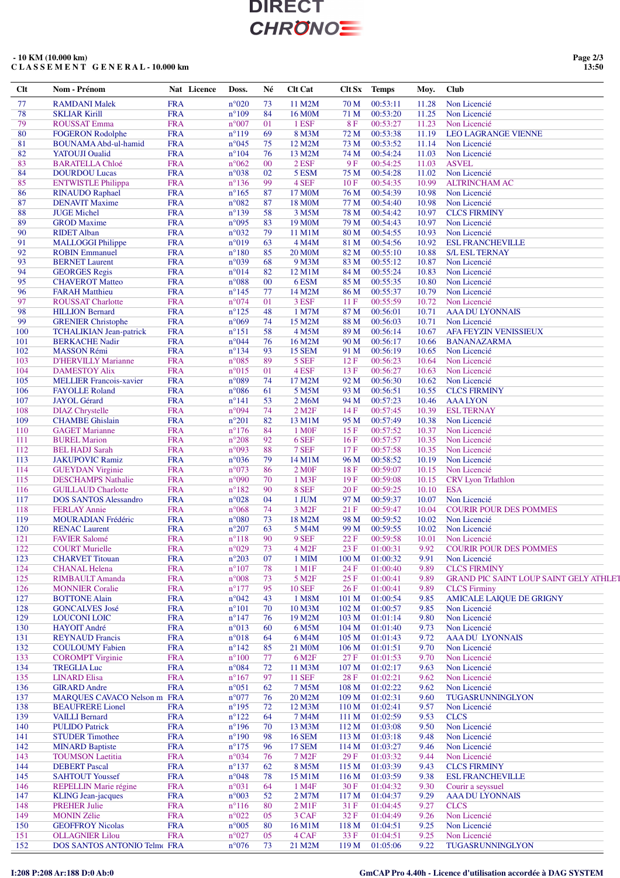# DIRECT CHRONO

**- 10 KM (10.000 km)**
**C L A S S E M E N T   G E N E R A L - 10.000 km**

| Clt | Nom - Prénom | Nat | Licence | Doss. | Né | Clt Cat | Clt Sx | Temps | Moy. | Club |
|---|---|---|---|---|---|---|---|---|---|---|
| 77 | RAMDANI Malek | FRA | | n°020 | 73 | 11 M2M | 70 M | 00:53:11 | 11.28 | Non Licencié |
| 78 | SKLIAR Kirill | FRA | | n°109 | 84 | 16 M0M | 71 M | 00:53:20 | 11.25 | Non Licencié |
| 79 | ROUSSAT Emma | FRA | | n°007 | 01 | 1 ESF | 8 F | 00:53:27 | 11.23 | Non Licencié |
| 80 | FOGERON Rodolphe | FRA | | n°119 | 69 | 8 M3M | 72 M | 00:53:38 | 11.19 | LEO LAGRANGE VIENNE |
| 81 | BOUNAMA Abd-ul-hamid | FRA | | n°045 | 75 | 12 M2M | 73 M | 00:53:52 | 11.14 | Non Licencié |
| 82 | YATOUJI Oualid | FRA | | n°104 | 76 | 13 M2M | 74 M | 00:54:24 | 11.03 | Non Licencié |
| 83 | BARATELLA Chloé | FRA | | n°062 | 00 | 2 ESF | 9 F | 00:54:25 | 11.03 | ASVEL |
| 84 | DOURDOU Lucas | FRA | | n°038 | 02 | 5 ESM | 75 M | 00:54:28 | 11.02 | Non Licencié |
| 85 | ENTWISTLE Philippa | FRA | | n°136 | 99 | 4 SEF | 10 F | 00:54:35 | 10.99 | ALTRINCHAM AC |
| 86 | RINAUDO Raphael | FRA | | n°165 | 87 | 17 M0M | 76 M | 00:54:39 | 10.98 | Non Licencié |
| 87 | DENAVIT Maxime | FRA | | n°082 | 87 | 18 M0M | 77 M | 00:54:40 | 10.98 | Non Licencié |
| 88 | JUGE Michel | FRA | | n°139 | 58 | 3 M5M | 78 M | 00:54:42 | 10.97 | CLCS FIRMINY |
| 89 | GROD Maxime | FRA | | n°095 | 83 | 19 M0M | 79 M | 00:54:43 | 10.97 | Non Licencié |
| 90 | RIDET Alban | FRA | | n°032 | 79 | 11 M1M | 80 M | 00:54:55 | 10.93 | Non Licencié |
| 91 | MALLOGGI Philippe | FRA | | n°019 | 63 | 4 M4M | 81 M | 00:54:56 | 10.92 | ESL FRANCHEVILLE |
| 92 | ROBIN Emmanuel | FRA | | n°180 | 85 | 20 M0M | 82 M | 00:55:10 | 10.88 | S/L ESL TERNAY |
| 93 | BERNET Laurent | FRA | | n°039 | 68 | 9 M3M | 83 M | 00:55:12 | 10.87 | Non Licencié |
| 94 | GEORGES Regis | FRA | | n°014 | 82 | 12 M1M | 84 M | 00:55:24 | 10.83 | Non Licencié |
| 95 | CHAVEROT Matteo | FRA | | n°088 | 00 | 6 ESM | 85 M | 00:55:35 | 10.80 | Non Licencié |
| 96 | FARAH Matthieu | FRA | | n°145 | 77 | 14 M2M | 86 M | 00:55:37 | 10.79 | Non Licencié |
| 97 | ROUSSAT Charlotte | FRA | | n°074 | 01 | 3 ESF | 11 F | 00:55:59 | 10.72 | Non Licencié |
| 98 | HILLION Bernard | FRA | | n°125 | 48 | 1 M7M | 87 M | 00:56:01 | 10.71 | AAA DU LYONNAIS |
| 99 | GRENIER Christophe | FRA | | n°069 | 74 | 15 M2M | 88 M | 00:56:03 | 10.71 | Non Licencié |
| 100 | TCHALIKIAN Jean-patrick | FRA | | n°151 | 58 | 4 M5M | 89 M | 00:56:14 | 10.67 | AFA FEYZIN VENISSIEUX |
| 101 | BERKACHE Nadir | FRA | | n°044 | 76 | 16 M2M | 90 M | 00:56:17 | 10.66 | BANANAZARMA |
| 102 | MASSON Rémi | FRA | | n°134 | 93 | 15 SEM | 91 M | 00:56:19 | 10.65 | Non Licencié |
| 103 | D'HERVILLY Marianne | FRA | | n°085 | 89 | 5 SEF | 12 F | 00:56:23 | 10.64 | Non Licencié |
| 104 | DAMESTOY Alix | FRA | | n°015 | 01 | 4 ESF | 13 F | 00:56:27 | 10.63 | Non Licencié |
| 105 | MELLIER Francois-xavier | FRA | | n°089 | 74 | 17 M2M | 92 M | 00:56:30 | 10.62 | Non Licencié |
| 106 | FAYOLLE Roland | FRA | | n°086 | 61 | 5 M5M | 93 M | 00:56:51 | 10.55 | CLCS FIRMINY |
| 107 | JAYOL Gérard | FRA | | n°141 | 53 | 2 M6M | 94 M | 00:57:23 | 10.46 | AAA LYON |
| 108 | DIAZ Chrystelle | FRA | | n°094 | 74 | 2 M2F | 14 F | 00:57:45 | 10.39 | ESL TERNAY |
| 109 | CHAMBE Ghislain | FRA | | n°201 | 82 | 13 M1M | 95 M | 00:57:49 | 10.38 | Non Licencié |
| 110 | GAGET Marianne | FRA | | n°176 | 84 | 1 M0F | 15 F | 00:57:52 | 10.37 | Non Licencié |
| 111 | BUREL Marion | FRA | | n°208 | 92 | 6 SEF | 16 F | 00:57:57 | 10.35 | Non Licencié |
| 112 | BEL HADJ Sarah | FRA | | n°093 | 88 | 7 SEF | 17 F | 00:57:58 | 10.35 | Non Licencié |
| 113 | JAKUPOVIC Ramiz | FRA | | n°036 | 79 | 14 M1M | 96 M | 00:58:52 | 10.19 | Non Licencié |
| 114 | GUEYDAN Virginie | FRA | | n°073 | 86 | 2 M0F | 18 F | 00:59:07 | 10.15 | Non Licencié |
| 115 | DESCHAMPS Nathalie | FRA | | n°090 | 70 | 1 M3F | 19 F | 00:59:08 | 10.15 | CRV Lyon Triathlon |
| 116 | GUILLAUD Charlotte | FRA | | n°182 | 90 | 8 SEF | 20 F | 00:59:25 | 10.10 | ESA |
| 117 | DOS SANTOS Alessandro | FRA | | n°028 | 04 | 1 JUM | 97 M | 00:59:37 | 10.07 | Non Licencié |
| 118 | FERLAY Annie | FRA | | n°068 | 74 | 3 M2F | 21 F | 00:59:47 | 10.04 | COURIR POUR DES POMMES |
| 119 | MOURADIAN Frédéric | FRA | | n°080 | 73 | 18 M2M | 98 M | 00:59:52 | 10.02 | Non Licencié |
| 120 | RENAC Laurent | FRA | | n°207 | 63 | 5 M4M | 99 M | 00:59:55 | 10.02 | Non Licencié |
| 121 | FAVIER Salomé | FRA | | n°118 | 90 | 9 SEF | 22 F | 00:59:58 | 10.01 | Non Licencié |
| 122 | COURT Murielle | FRA | | n°029 | 73 | 4 M2F | 23 F | 01:00:31 | 9.92 | COURIR POUR DES POMMES |
| 123 | CHARVET Titouan | FRA | | n°203 | 07 | 1 MIM | 100 M | 01:00:32 | 9.91 | Non Licencié |
| 124 | CHANAL Helena | FRA | | n°107 | 78 | 1 M1F | 24 F | 01:00:40 | 9.89 | CLCS FIRMINY |
| 125 | RIMBAULT Amanda | FRA | | n°008 | 73 | 5 M2F | 25 F | 01:00:41 | 9.89 | GRAND PIC SAINT LOUP SAINT GELY ATHLET |
| 126 | MONNIER Coralie | FRA | | n°177 | 95 | 10 SEF | 26 F | 01:00:41 | 9.89 | CLCS Firminy |
| 127 | BOTTONE Alain | FRA | | n°042 | 43 | 1 M8M | 101 M | 01:00:54 | 9.85 | AMICALE LAIQUE DE GRIGNY |
| 128 | GONCALVES José | FRA | | n°101 | 70 | 10 M3M | 102 M | 01:00:57 | 9.85 | Non Licencié |
| 129 | LOUCONI LOIC | FRA | | n°147 | 76 | 19 M2M | 103 M | 01:01:14 | 9.80 | Non Licencié |
| 130 | HAYOIT André | FRA | | n°013 | 60 | 6 M5M | 104 M | 01:01:40 | 9.73 | Non Licencié |
| 131 | REYNAUD Francis | FRA | | n°018 | 64 | 6 M4M | 105 M | 01:01:43 | 9.72 | AAA DU LYONNAIS |
| 132 | COULOUMY Fabien | FRA | | n°142 | 85 | 21 M0M | 106 M | 01:01:51 | 9.70 | Non Licencié |
| 133 | COROMPT Virginie | FRA | | n°100 | 77 | 6 M2F | 27 F | 01:01:53 | 9.70 | Non Licencié |
| 134 | TREGLIA Luc | FRA | | n°084 | 72 | 11 M3M | 107 M | 01:02:17 | 9.63 | Non Licencié |
| 135 | LINARD Elisa | FRA | | n°167 | 97 | 11 SEF | 28 F | 01:02:21 | 9.62 | Non Licencié |
| 136 | GIRARD Andre | FRA | | n°051 | 62 | 7 M5M | 108 M | 01:02:22 | 9.62 | Non Licencié |
| 137 | MARQUES CAVACO Nelson m | FRA | | n°077 | 76 | 20 M2M | 109 M | 01:02:31 | 9.60 | TUGASRUNNINGLYON |
| 138 | BEAUFRERE Lionel | FRA | | n°195 | 72 | 12 M3M | 110 M | 01:02:41 | 9.57 | Non Licencié |
| 139 | VAILLI Bernard | FRA | | n°122 | 64 | 7 M4M | 111 M | 01:02:59 | 9.53 | CLCS |
| 140 | PULIDO Patrick | FRA | | n°196 | 70 | 13 M3M | 112 M | 01:03:08 | 9.50 | Non Licencié |
| 141 | STUDER Timothee | FRA | | n°190 | 98 | 16 SEM | 113 M | 01:03:18 | 9.48 | Non Licencié |
| 142 | MINARD Baptiste | FRA | | n°175 | 96 | 17 SEM | 114 M | 01:03:27 | 9.46 | Non Licencié |
| 143 | TOUMSON Laetitia | FRA | | n°034 | 76 | 7 M2F | 29 F | 01:03:32 | 9.44 | Non Licencié |
| 144 | DEBERT Pascal | FRA | | n°137 | 62 | 8 M5M | 115 M | 01:03:39 | 9.43 | CLCS FIRMINY |
| 145 | SAHTOUT Youssef | FRA | | n°048 | 78 | 15 M1M | 116 M | 01:03:59 | 9.38 | ESL FRANCHEVILLE |
| 146 | REPELLIN Marie régine | FRA | | n°031 | 64 | 1 M4F | 30 F | 01:04:32 | 9.30 | Courir a seyssuel |
| 147 | KLING Jean-jacques | FRA | | n°003 | 52 | 2 M7M | 117 M | 01:04:37 | 9.29 | AAA DU LYONNAIS |
| 148 | PREHER Julie | FRA | | n°116 | 80 | 2 M1F | 31 F | 01:04:45 | 9.27 | CLCS |
| 149 | MONIN Zélie | FRA | | n°022 | 05 | 3 CAF | 32 F | 01:04:49 | 9.26 | Non Licencié |
| 150 | GEOFFROY Nicolas | FRA | | n°005 | 80 | 16 M1M | 118 M | 01:04:51 | 9.25 | Non Licencié |
| 151 | OLLAGNIER Lilou | FRA | | n°027 | 05 | 4 CAF | 33 F | 01:04:51 | 9.25 | Non Licencié |
| 152 | DOS SANTOS ANTONIO Telmo | FRA | | n°076 | 73 | 21 M2M | 119 M | 01:05:06 | 9.22 | TUGASRUNNINGLYON |

I:208 P:208 Ar:188 D:0 Ab:0

GmCAP Pro 4.40h - Licence d'utilisation accordée à DAG SYSTEM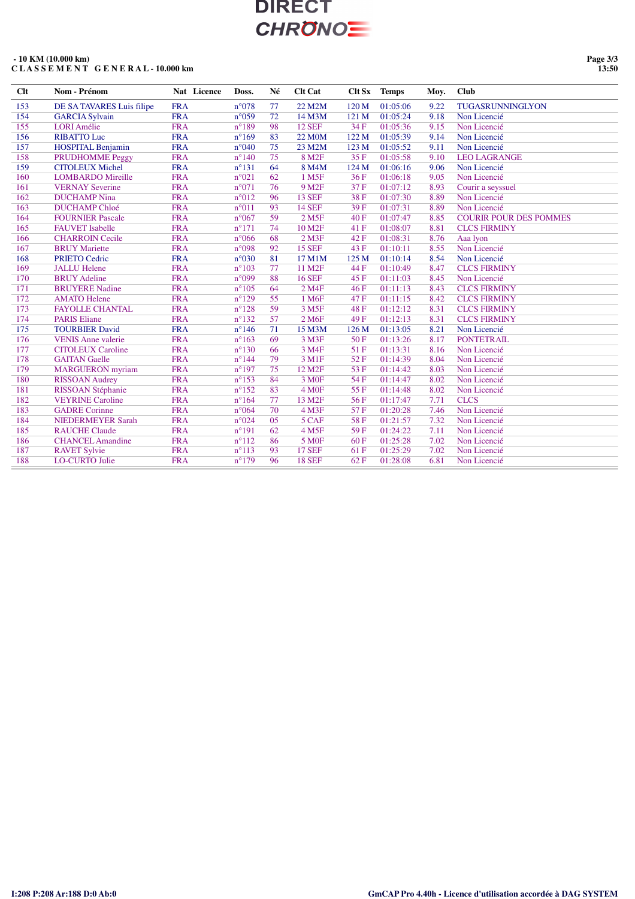- 10 KM (10.000 km)
**C L A S S E M E N T   G E N E R A L - 10.000 km**

| Clt | Nom - Prénom | Nat | Licence | Doss. | Né | Clt Cat | Clt Sx | Temps | Moy. | Club |
|---|---|---|---|---|---|---|---|---|---|---|
| 153 | DE SA TAVARES Luis filipe | FRA | | n°078 | 77 | 22 M2M | 120 M | 01:05:06 | 9.22 | TUGASRUNNINGLYON |
| 154 | GARCIA Sylvain | FRA | | n°059 | 72 | 14 M3M | 121 M | 01:05:24 | 9.18 | Non Licencié |
| 155 | LORI Amélie | FRA | | n°189 | 98 | 12 SEF | 34 F | 01:05:36 | 9.15 | Non Licencié |
| 156 | RIBATTO Luc | FRA | | n°169 | 83 | 22 M0M | 122 M | 01:05:39 | 9.14 | Non Licencié |
| 157 | HOSPITAL Benjamin | FRA | | n°040 | 75 | 23 M2M | 123 M | 01:05:52 | 9.11 | Non Licencié |
| 158 | PRUDHOMME Peggy | FRA | | n°140 | 75 | 8 M2F | 35 F | 01:05:58 | 9.10 | LEO LAGRANGE |
| 159 | CITOLEUX Michel | FRA | | n°131 | 64 | 8 M4M | 124 M | 01:06:16 | 9.06 | Non Licencié |
| 160 | LOMBARDO Mireille | FRA | | n°021 | 62 | 1 M5F | 36 F | 01:06:18 | 9.05 | Non Licencié |
| 161 | VERNAY Severine | FRA | | n°071 | 76 | 9 M2F | 37 F | 01:07:12 | 8.93 | Courir a seyssuel |
| 162 | DUCHAMP Nina | FRA | | n°012 | 96 | 13 SEF | 38 F | 01:07:30 | 8.89 | Non Licencié |
| 163 | DUCHAMP Chloé | FRA | | n°011 | 93 | 14 SEF | 39 F | 01:07:31 | 8.89 | Non Licencié |
| 164 | FOURNIER Pascale | FRA | | n°067 | 59 | 2 M5F | 40 F | 01:07:47 | 8.85 | COURIR POUR DES POMMES |
| 165 | FAUVET Isabelle | FRA | | n°171 | 74 | 10 M2F | 41 F | 01:08:07 | 8.81 | CLCS FIRMINY |
| 166 | CHARROIN Cecile | FRA | | n°066 | 68 | 2 M3F | 42 F | 01:08:31 | 8.76 | Aaa lyon |
| 167 | BRUY Mariette | FRA | | n°098 | 92 | 15 SEF | 43 F | 01:10:11 | 8.55 | Non Licencié |
| 168 | PRIETO Cedric | FRA | | n°030 | 81 | 17 M1M | 125 M | 01:10:14 | 8.54 | Non Licencié |
| 169 | JALLU Helene | FRA | | n°103 | 77 | 11 M2F | 44 F | 01:10:49 | 8.47 | CLCS FIRMINY |
| 170 | BRUY Adeline | FRA | | n°099 | 88 | 16 SEF | 45 F | 01:11:03 | 8.45 | Non Licencié |
| 171 | BRUYERE Nadine | FRA | | n°105 | 64 | 2 M4F | 46 F | 01:11:13 | 8.43 | CLCS FIRMINY |
| 172 | AMATO Helene | FRA | | n°129 | 55 | 1 M6F | 47 F | 01:11:15 | 8.42 | CLCS FIRMINY |
| 173 | FAYOLLE CHANTAL | FRA | | n°128 | 59 | 3 M5F | 48 F | 01:12:12 | 8.31 | CLCS FIRMINY |
| 174 | PARIS Eliane | FRA | | n°132 | 57 | 2 M6F | 49 F | 01:12:13 | 8.31 | CLCS FIRMINY |
| 175 | TOURBIER David | FRA | | n°146 | 71 | 15 M3M | 126 M | 01:13:05 | 8.21 | Non Licencié |
| 176 | VENIS Anne valerie | FRA | | n°163 | 69 | 3 M3F | 50 F | 01:13:26 | 8.17 | PONTETRAIL |
| 177 | CITOLEUX Caroline | FRA | | n°130 | 66 | 3 M4F | 51 F | 01:13:31 | 8.16 | Non Licencié |
| 178 | GAITAN Gaelle | FRA | | n°144 | 79 | 3 M1F | 52 F | 01:14:39 | 8.04 | Non Licencié |
| 179 | MARGUERON myriam | FRA | | n°197 | 75 | 12 M2F | 53 F | 01:14:42 | 8.03 | Non Licencié |
| 180 | RISSOAN Audrey | FRA | | n°153 | 84 | 3 M0F | 54 F | 01:14:47 | 8.02 | Non Licencié |
| 181 | RISSOAN Stéphanie | FRA | | n°152 | 83 | 4 M0F | 55 F | 01:14:48 | 8.02 | Non Licencié |
| 182 | VEYRINE Caroline | FRA | | n°164 | 77 | 13 M2F | 56 F | 01:17:47 | 7.71 | CLCS |
| 183 | GADRE Corinne | FRA | | n°064 | 70 | 4 M3F | 57 F | 01:20:28 | 7.46 | Non Licencié |
| 184 | NIEDERMEYER Sarah | FRA | | n°024 | 05 | 5 CAF | 58 F | 01:21:57 | 7.32 | Non Licencié |
| 185 | RAUCHE Claude | FRA | | n°191 | 62 | 4 M5F | 59 F | 01:24:22 | 7.11 | Non Licencié |
| 186 | CHANCEL Amandine | FRA | | n°112 | 86 | 5 M0F | 60 F | 01:25:28 | 7.02 | Non Licencié |
| 187 | RAVET Sylvie | FRA | | n°113 | 93 | 17 SEF | 61 F | 01:25:29 | 7.02 | Non Licencié |
| 188 | LO-CURTO Julie | FRA | | n°179 | 96 | 18 SEF | 62 F | 01:28:08 | 6.81 | Non Licencié |

I:208 P:208 Ar:188 D:0 Ab:0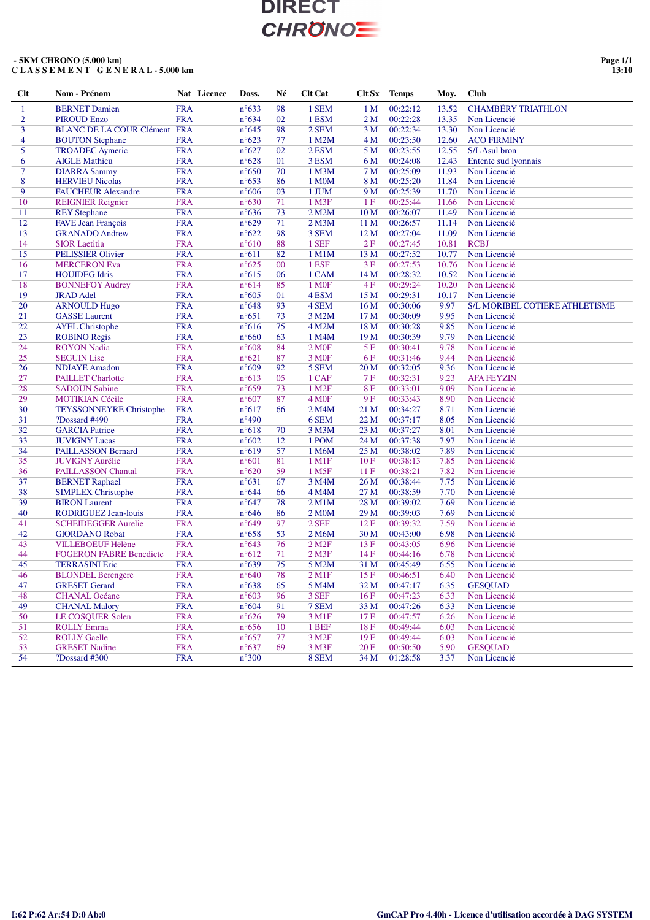DIRECT CHRONO

- 5KM CHRONO (5.000 km)
C L A S S E M E N T   G E N E R A L - 5.000 km

Page 1/1
13:10

| Clt | Nom - Prénom | Nat | Licence | Doss. | Né | Clt Cat | Clt Sx | Temps | Moy. | Club |
|---|---|---|---|---|---|---|---|---|---|---|
| 1 | BERNET Damien | FRA | | n°633 | 98 | 1 SEM | 1 M | 00:22:12 | 13.52 | CHAMBÉRY TRIATHLON |
| 2 | PIROUD Enzo | FRA | | n°634 | 02 | 1 ESM | 2 M | 00:22:28 | 13.35 | Non Licencié |
| 3 | BLANC DE LA COUR Clément | FRA | | n°645 | 98 | 2 SEM | 3 M | 00:22:34 | 13.30 | Non Licencié |
| 4 | BOUTON Stephane | FRA | | n°623 | 77 | 1 M2M | 4 M | 00:23:50 | 12.60 | ACO FIRMINY |
| 5 | TROADEC Aymeric | FRA | | n°627 | 02 | 2 ESM | 5 M | 00:23:55 | 12.55 | S/L Asul bron |
| 6 | AIGLE Mathieu | FRA | | n°628 | 01 | 3 ESM | 6 M | 00:24:08 | 12.43 | Entente sud lyonnais |
| 7 | DIARRA Sammy | FRA | | n°650 | 70 | 1 M3M | 7 M | 00:25:09 | 11.93 | Non Licencié |
| 8 | HERVIEU Nicolas | FRA | | n°653 | 86 | 1 M0M | 8 M | 00:25:20 | 11.84 | Non Licencié |
| 9 | FAUCHEUR Alexandre | FRA | | n°606 | 03 | 1 JUM | 9 M | 00:25:39 | 11.70 | Non Licencié |
| 10 | REGNIER Reignier | FRA | | n°630 | 71 | 1 M3F | 1 F | 00:25:44 | 11.66 | Non Licencié |
| 11 | REY Stephane | FRA | | n°636 | 73 | 2 M2M | 10 M | 00:26:07 | 11.49 | Non Licencié |
| 12 | FAVE Jean François | FRA | | n°629 | 71 | 2 M3M | 11 M | 00:26:57 | 11.14 | Non Licencié |
| 13 | GRANADO Andrew | FRA | | n°622 | 98 | 3 SEM | 12 M | 00:27:04 | 11.09 | Non Licencié |
| 14 | SIOR Laetitia | FRA | | n°610 | 88 | 1 SEF | 2 F | 00:27:45 | 10.81 | RCBJ |
| 15 | PELISSIER Olivier | FRA | | n°611 | 82 | 1 M1M | 13 M | 00:27:52 | 10.77 | Non Licencié |
| 16 | MERCERON Eva | FRA | | n°625 | 00 | 1 ESF | 3 F | 00:27:53 | 10.76 | Non Licencié |
| 17 | HOUIDEG Idris | FRA | | n°615 | 06 | 1 CAM | 14 M | 00:28:32 | 10.52 | Non Licencié |
| 18 | BONNEFOY Audrey | FRA | | n°614 | 85 | 1 M0F | 4 F | 00:29:24 | 10.20 | Non Licencié |
| 19 | JRAD Adel | FRA | | n°605 | 01 | 4 ESM | 15 M | 00:29:31 | 10.17 | Non Licencié |
| 20 | ARNOULD Hugo | FRA | | n°648 | 93 | 4 SEM | 16 M | 00:30:06 | 9.97 | S/L MORIBEL COTIERE ATHLETISME |
| 21 | GASSE Laurent | FRA | | n°651 | 73 | 3 M2M | 17 M | 00:30:09 | 9.95 | Non Licencié |
| 22 | AYEL Christophe | FRA | | n°616 | 75 | 4 M2M | 18 M | 00:30:28 | 9.85 | Non Licencié |
| 23 | ROBINO Regis | FRA | | n°660 | 63 | 1 M4M | 19 M | 00:30:39 | 9.79 | Non Licencié |
| 24 | ROYON Nadia | FRA | | n°608 | 84 | 2 M0F | 5 F | 00:30:41 | 9.78 | Non Licencié |
| 25 | SEGUIN Lise | FRA | | n°621 | 87 | 3 M0F | 6 F | 00:31:46 | 9.44 | Non Licencié |
| 26 | NDIAYE Amadou | FRA | | n°609 | 92 | 5 SEM | 20 M | 00:32:05 | 9.36 | Non Licencié |
| 27 | PAILLET Charlotte | FRA | | n°613 | 05 | 1 CAF | 7 F | 00:32:31 | 9.23 | AFA FEYZIN |
| 28 | SADOUN Sabine | FRA | | n°659 | 73 | 1 M2F | 8 F | 00:33:01 | 9.09 | Non Licencié |
| 29 | MOTIKIAN Cécile | FRA | | n°607 | 87 | 4 M0F | 9 F | 00:33:43 | 8.90 | Non Licencié |
| 30 | TEYSSONNEYRE Christophe | FRA | | n°617 | 66 | 2 M4M | 21 M | 00:34:27 | 8.71 | Non Licencié |
| 31 | ?Dossard #490 | FRA | | n°490 | | 6 SEM | 22 M | 00:37:17 | 8.05 | Non Licencié |
| 32 | GARCIA Patrice | FRA | | n°618 | 70 | 3 M3M | 23 M | 00:37:27 | 8.01 | Non Licencié |
| 33 | JUVIGNY Lucas | FRA | | n°602 | 12 | 1 POM | 24 M | 00:37:38 | 7.97 | Non Licencié |
| 34 | PAILLASSON Bernard | FRA | | n°619 | 57 | 1 M6M | 25 M | 00:38:02 | 7.89 | Non Licencié |
| 35 | JUVIGNY Aurélie | FRA | | n°601 | 81 | 1 M1F | 10 F | 00:38:13 | 7.85 | Non Licencié |
| 36 | PAILLASSON Chantal | FRA | | n°620 | 59 | 1 M5F | 11 F | 00:38:21 | 7.82 | Non Licencié |
| 37 | BERNET Raphael | FRA | | n°631 | 67 | 3 M4M | 26 M | 00:38:44 | 7.75 | Non Licencié |
| 38 | SIMPLEX Christophe | FRA | | n°644 | 66 | 4 M4M | 27 M | 00:38:59 | 7.70 | Non Licencié |
| 39 | BIRON Laurent | FRA | | n°647 | 78 | 2 M1M | 28 M | 00:39:02 | 7.69 | Non Licencié |
| 40 | RODRIGUEZ Jean-louis | FRA | | n°646 | 86 | 2 M0M | 29 M | 00:39:03 | 7.69 | Non Licencié |
| 41 | SCHEIDEGGER Aurelie | FRA | | n°649 | 97 | 2 SEF | 12 F | 00:39:32 | 7.59 | Non Licencié |
| 42 | GIORDANO Robat | FRA | | n°658 | 53 | 2 M6M | 30 M | 00:43:00 | 6.98 | Non Licencié |
| 43 | VILLEBOEUF Hélène | FRA | | n°643 | 76 | 2 M2F | 13 F | 00:43:05 | 6.96 | Non Licencié |
| 44 | FOGERON FABRE Benedicte | FRA | | n°612 | 71 | 2 M3F | 14 F | 00:44:16 | 6.78 | Non Licencié |
| 45 | TERRASINI Eric | FRA | | n°639 | 75 | 5 M2M | 31 M | 00:45:49 | 6.55 | Non Licencié |
| 46 | BLONDEL Berengere | FRA | | n°640 | 78 | 2 M1F | 15 F | 00:46:51 | 6.40 | Non Licencié |
| 47 | GRESET Gerard | FRA | | n°638 | 65 | 5 M4M | 32 M | 00:47:17 | 6.35 | GESQUAD |
| 48 | CHANAL Océane | FRA | | n°603 | 96 | 3 SEF | 16 F | 00:47:23 | 6.33 | Non Licencié |
| 49 | CHANAL Malory | FRA | | n°604 | 91 | 7 SEM | 33 M | 00:47:26 | 6.33 | Non Licencié |
| 50 | LE COSQUER Solen | FRA | | n°626 | 79 | 3 M1F | 17 F | 00:47:57 | 6.26 | Non Licencié |
| 51 | ROLLY Emma | FRA | | n°656 | 10 | 1 BEF | 18 F | 00:49:44 | 6.03 | Non Licencié |
| 52 | ROLLY Gaelle | FRA | | n°657 | 77 | 3 M2F | 19 F | 00:49:44 | 6.03 | Non Licencié |
| 53 | GRESET Nadine | FRA | | n°637 | 69 | 3 M3F | 20 F | 00:50:50 | 5.90 | GESQUAD |
| 54 | ?Dossard #300 | FRA | | n°300 | | 8 SEM | 34 M | 01:28:58 | 3.37 | Non Licencié |

I:62 P:62 Ar:54 D:0 Ab:0

GmCAP Pro 4.40h - Licence d'utilisation accordée à DAG SYSTEM